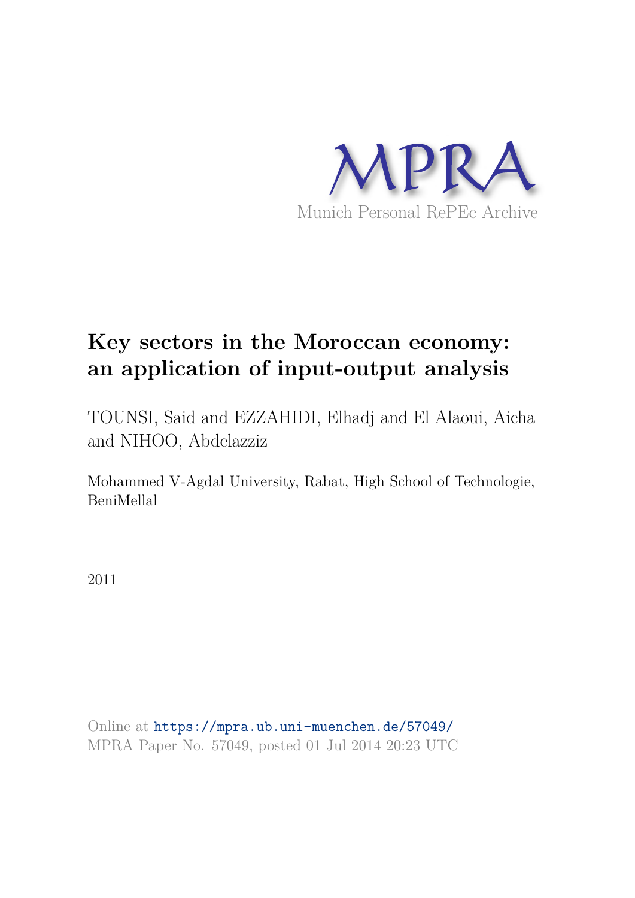MPRA

Munich Personal RePEc Archive

# Key sectors in the Moroccan economy: an application of input-output analysis

TOUNSI, Said and EZZAHIDI, Elhadj and El Alaoui, Aicha and NIHOO, Abdelazziz

Mohammed V-Agdal University, Rabat, High School of Technologie, BeniMellal

2011

Online at https://mpra.ub.uni-muenchen.de/57049/
MPRA Paper No. 57049, posted 01 Jul 2014 20:23 UTC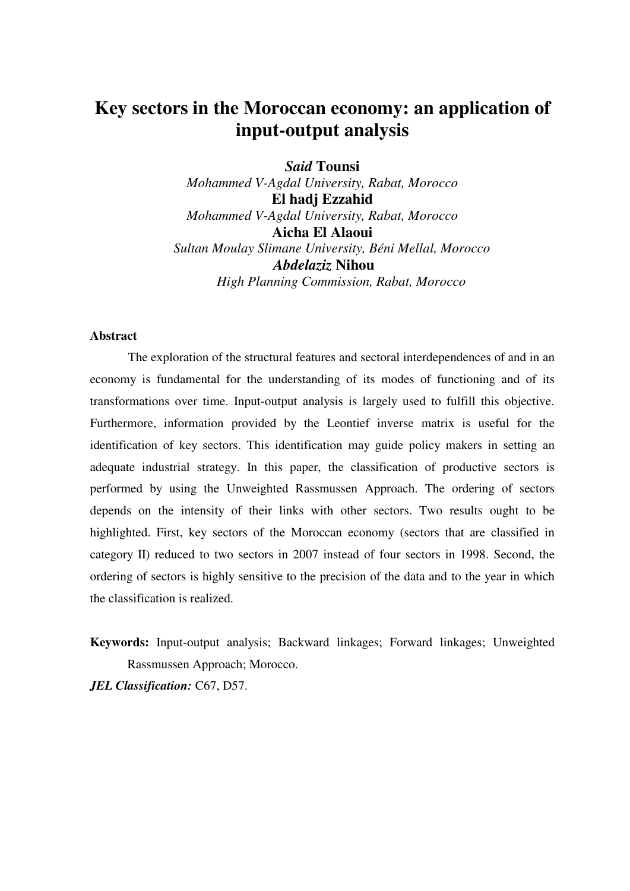# Key sectors in the Moroccan economy: an application of input-output analysis

***Said* Tounsi**
*Mohammed V-Agdal University, Rabat, Morocco*
**El hadj Ezzahid**
*Mohammed V-Agdal University, Rabat, Morocco*
**Aicha El Alaoui**
*Sultan Moulay Slimane University, Béni Mellal, Morocco*
***Abdelaziz* Nihou**
*High Planning Commission, Rabat, Morocco*

**Abstract**

The exploration of the structural features and sectoral interdependences of and in an economy is fundamental for the understanding of its modes of functioning and of its transformations over time. Input-output analysis is largely used to fulfill this objective. Furthermore, information provided by the Leontief inverse matrix is useful for the identification of key sectors. This identification may guide policy makers in setting an adequate industrial strategy. In this paper, the classification of productive sectors is performed by using the Unweighted Rassmussen Approach. The ordering of sectors depends on the intensity of their links with other sectors. Two results ought to be highlighted. First, key sectors of the Moroccan economy (sectors that are classified in category II) reduced to two sectors in 2007 instead of four sectors in 1998. Second, the ordering of sectors is highly sensitive to the precision of the data and to the year in which the classification is realized.

**Keywords:** Input-output analysis; Backward linkages; Forward linkages; Unweighted Rassmussen Approach; Morocco.

***JEL Classification:*** C67, D57.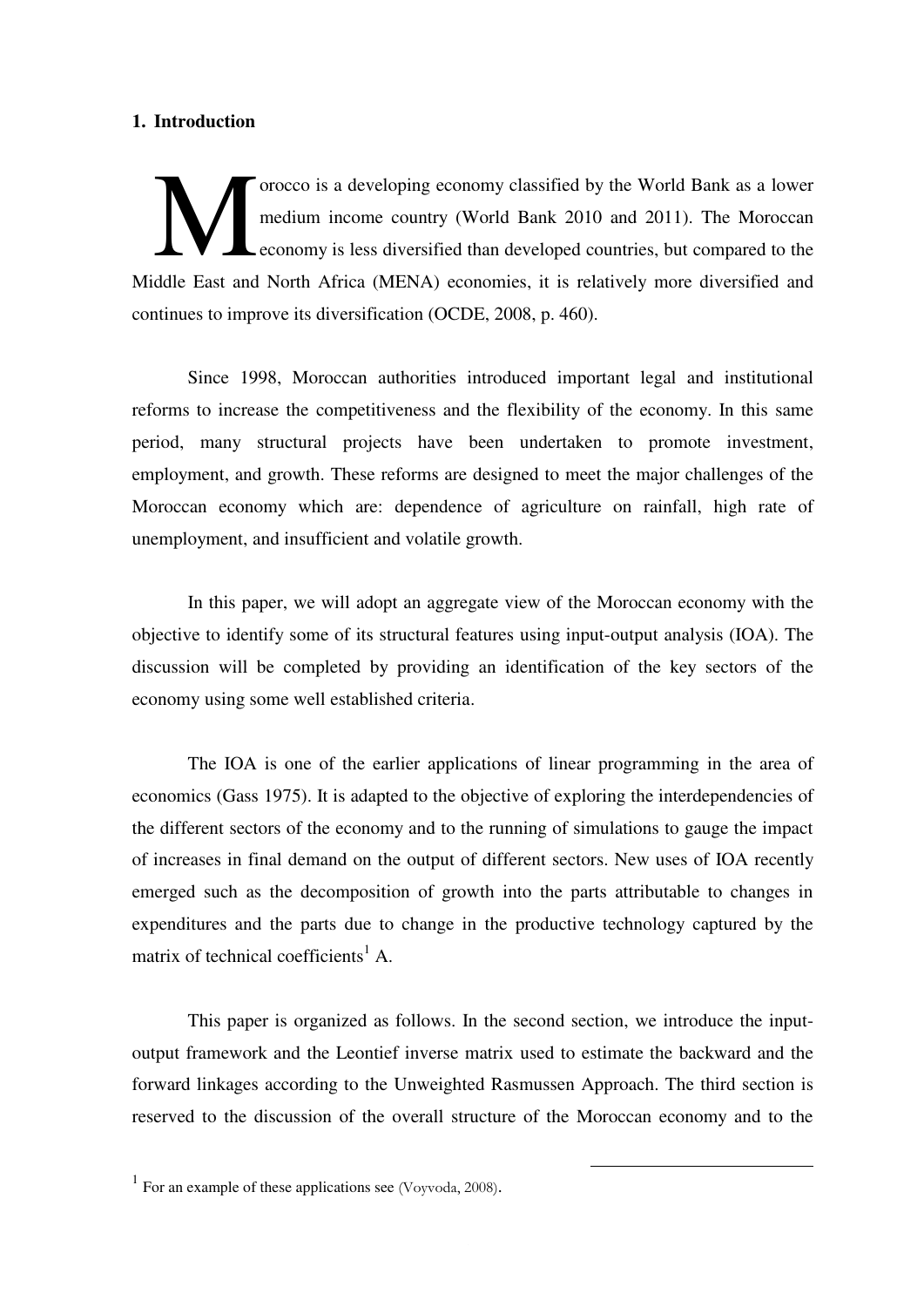## 1. Introduction

Morocco is a developing economy classified by the World Bank as a lower medium income country (World Bank 2010 and 2011). The Moroccan economy is less diversified than developed countries, but compared to the Middle East and North Africa (MENA) economies, it is relatively more diversified and continues to improve its diversification (OCDE, 2008, p. 460).

Since 1998, Moroccan authorities introduced important legal and institutional reforms to increase the competitiveness and the flexibility of the economy. In this same period, many structural projects have been undertaken to promote investment, employment, and growth. These reforms are designed to meet the major challenges of the Moroccan economy which are: dependence of agriculture on rainfall, high rate of unemployment, and insufficient and volatile growth.

In this paper, we will adopt an aggregate view of the Moroccan economy with the objective to identify some of its structural features using input-output analysis (IOA). The discussion will be completed by providing an identification of the key sectors of the economy using some well established criteria.

The IOA is one of the earlier applications of linear programming in the area of economics (Gass 1975). It is adapted to the objective of exploring the interdependencies of the different sectors of the economy and to the running of simulations to gauge the impact of increases in final demand on the output of different sectors. New uses of IOA recently emerged such as the decomposition of growth into the parts attributable to changes in expenditures and the parts due to change in the productive technology captured by the matrix of technical coefficients[1] A.

This paper is organized as follows. In the second section, we introduce the input-output framework and the Leontief inverse matrix used to estimate the backward and the forward linkages according to the Unweighted Rasmussen Approach. The third section is reserved to the discussion of the overall structure of the Moroccan economy and to the

---

[1] For an example of these applications see (Voyvoda, 2008).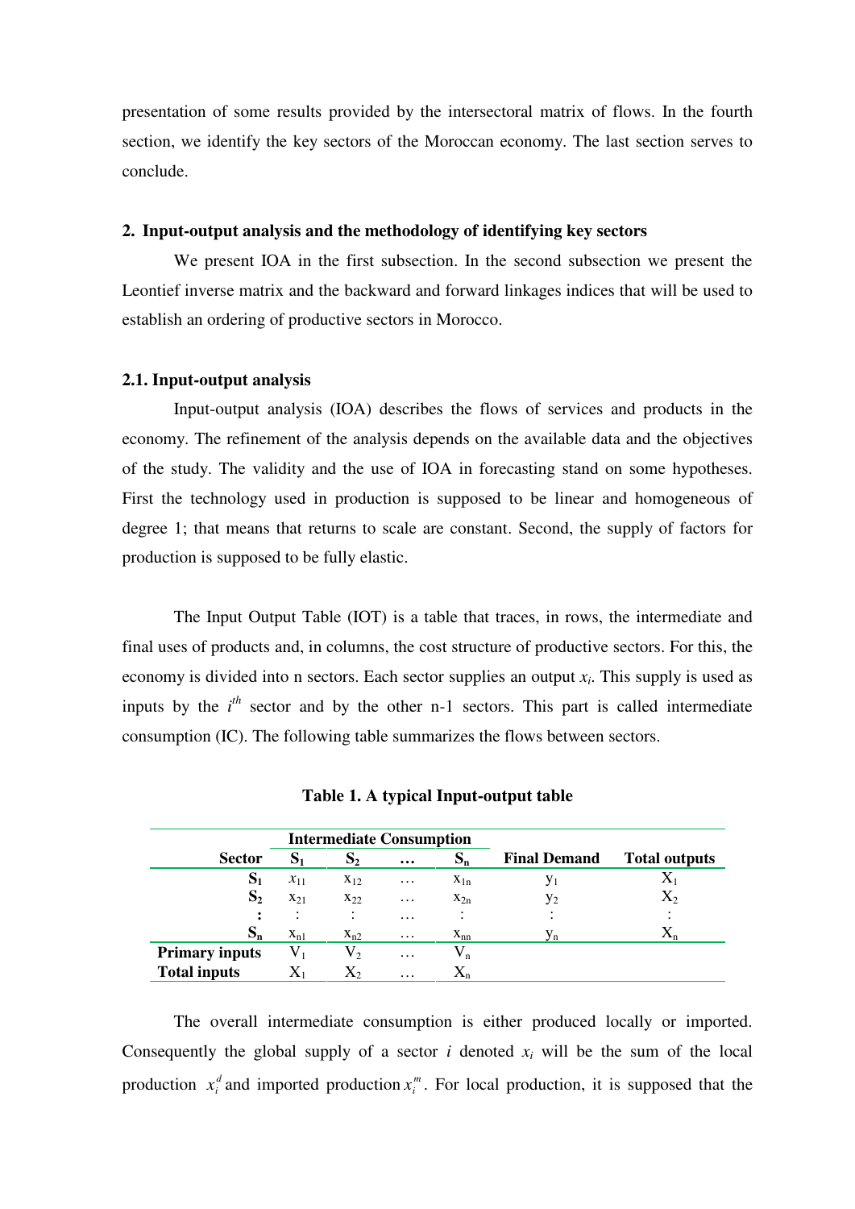presentation of some results provided by the intersectoral matrix of flows. In the fourth section, we identify the key sectors of the Moroccan economy. The last section serves to conclude.

## 2. Input-output analysis and the methodology of identifying key sectors

We present IOA in the first subsection. In the second subsection we present the Leontief inverse matrix and the backward and forward linkages indices that will be used to establish an ordering of productive sectors in Morocco.

### 2.1. Input-output analysis

Input-output analysis (IOA) describes the flows of services and products in the economy. The refinement of the analysis depends on the available data and the objectives of the study. The validity and the use of IOA in forecasting stand on some hypotheses. First the technology used in production is supposed to be linear and homogeneous of degree 1; that means that returns to scale are constant. Second, the supply of factors for production is supposed to be fully elastic.

The Input Output Table (IOT) is a table that traces, in rows, the intermediate and final uses of products and, in columns, the cost structure of productive sectors. For this, the economy is divided into n sectors. Each sector supplies an output $x_i$. This supply is used as inputs by the $i^{th}$ sector and by the other n-1 sectors. This part is called intermediate consumption (IC). The following table summarizes the flows between sectors.

**Table 1. A typical Input-output table**

| | Intermediate Consumption | | | | | |
|---|---|---|---|---|---|---|
| **Sector** | **$S_1$** | **$S_2$** | **…** | **$S_n$** | **Final Demand** | **Total outputs** |
| **$S_1$** | $x_{11}$ | $x_{12}$ | … | $x_{1n}$ | $y_1$ | $X_1$ |
| **$S_2$** | $x_{21}$ | $x_{22}$ | … | $x_{2n}$ | $y_2$ | $X_2$ |
| **:** | : | : | … | : | : | : |
| **$S_n$** | $x_{n1}$ | $x_{n2}$ | … | $x_{nn}$ | $y_n$ | $X_n$ |
| **Primary inputs** | $V_1$ | $V_2$ | … | $V_n$ | | |
| **Total inputs** | $X_1$ | $X_2$ | … | $X_n$ | | |

The overall intermediate consumption is either produced locally or imported. Consequently the global supply of a sector $i$ denoted $x_i$ will be the sum of the local production $x_i^d$ and imported production $x_i^m$. For local production, it is supposed that the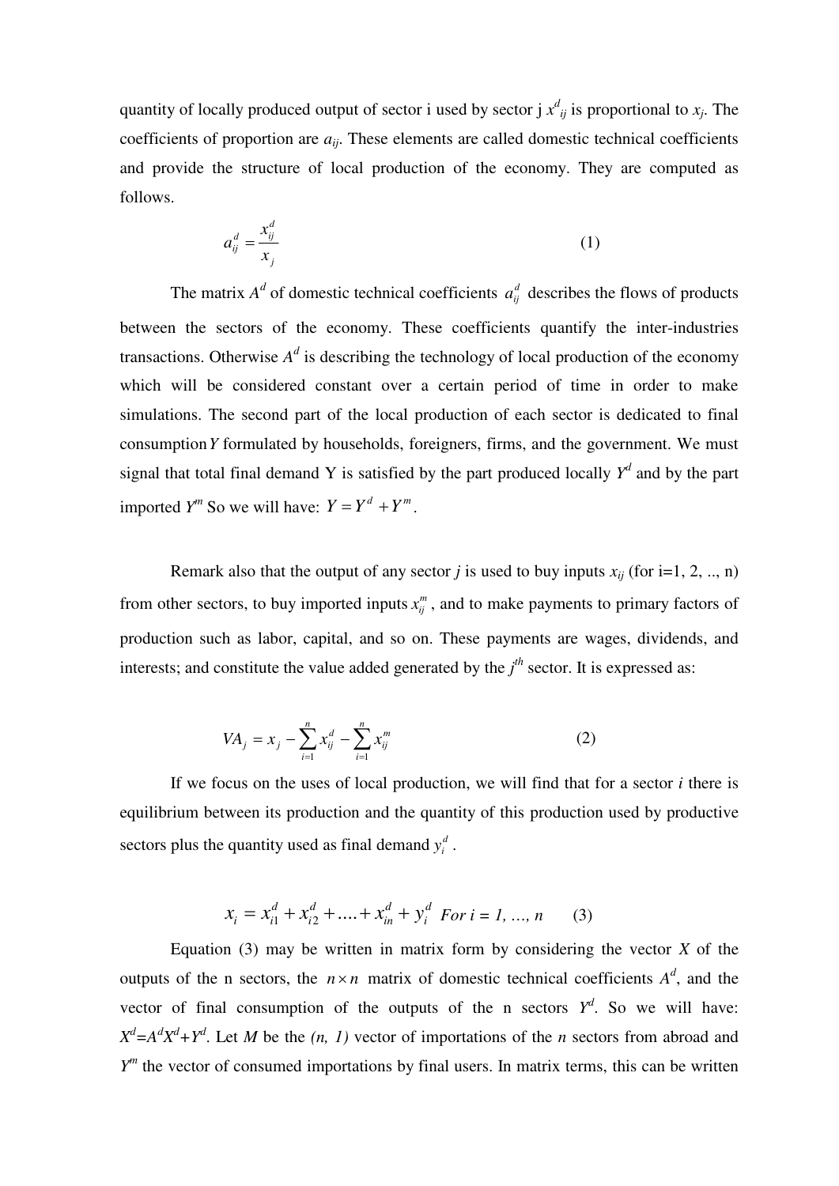quantity of locally produced output of sector i used by sector j $x^d_{ij}$ is proportional to $x_j$. The coefficients of proportion are $a_{ij}$. These elements are called domestic technical coefficients and provide the structure of local production of the economy. They are computed as follows.

$$a_{ij}^d = \frac{x_{ij}^d}{x_j} \tag{1}$$

The matrix $A^d$ of domestic technical coefficients $a_{ij}^d$ describes the flows of products between the sectors of the economy. These coefficients quantify the inter-industries transactions. Otherwise $A^d$ is describing the technology of local production of the economy which will be considered constant over a certain period of time in order to make simulations. The second part of the local production of each sector is dedicated to final consumption $Y$ formulated by households, foreigners, firms, and the government. We must signal that total final demand Y is satisfied by the part produced locally $Y^d$ and by the part imported $Y^m$ So we will have: $Y = Y^d + Y^m$.

Remark also that the output of any sector *j* is used to buy inputs $x_{ij}$ (for i=1, 2, .., n) from other sectors, to buy imported inputs $x_{ij}^m$, and to make payments to primary factors of production such as labor, capital, and so on. These payments are wages, dividends, and interests; and constitute the value added generated by the $j^{th}$ sector. It is expressed as:

$$VA_j = x_j - \sum_{i=1}^{n} x_{ij}^d - \sum_{i=1}^{n} x_{ij}^m \tag{2}$$

If we focus on the uses of local production, we will find that for a sector *i* there is equilibrium between its production and the quantity of this production used by productive sectors plus the quantity used as final demand $y_i^d$.

$$x_i = x_{i1}^d + x_{i2}^d + \ldots + x_{in}^d + y_i^d \quad \textit{For i = 1, ..., n} \tag{3}$$

Equation (3) may be written in matrix form by considering the vector $X$ of the outputs of the n sectors, the $n \times n$ matrix of domestic technical coefficients $A^d$, and the vector of final consumption of the outputs of the n sectors $Y^d$. So we will have: $X^d = A^d X^d + Y^d$. Let $M$ be the *(n, 1)* vector of importations of the *n* sectors from abroad and $Y^m$ the vector of consumed importations by final users. In matrix terms, this can be written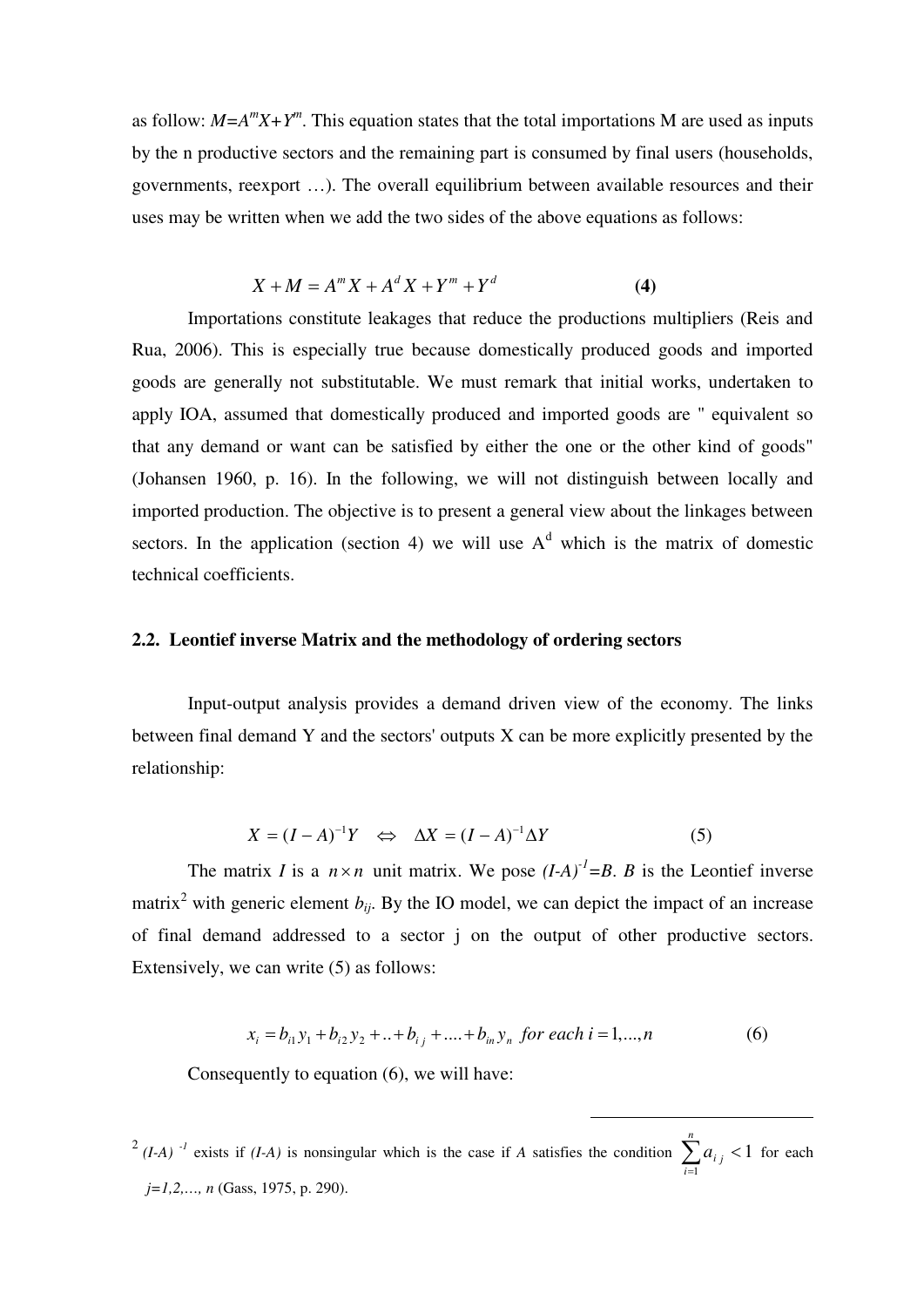as follow: $M=A^mX+Y^m$. This equation states that the total importations M are used as inputs by the n productive sectors and the remaining part is consumed by final users (households, governments, reexport …). The overall equilibrium between available resources and their uses may be written when we add the two sides of the above equations as follows:

$$X + M = A^m X + A^d X + Y^m + Y^d \qquad \textbf{(4)}$$

Importations constitute leakages that reduce the productions multipliers (Reis and Rua, 2006). This is especially true because domestically produced goods and imported goods are generally not substitutable. We must remark that initial works, undertaken to apply IOA, assumed that domestically produced and imported goods are " equivalent so that any demand or want can be satisfied by either the one or the other kind of goods" (Johansen 1960, p. 16). In the following, we will not distinguish between locally and imported production. The objective is to present a general view about the linkages between sectors. In the application (section 4) we will use $A^d$ which is the matrix of domestic technical coefficients.

### 2.2. Leontief inverse Matrix and the methodology of ordering sectors

Input-output analysis provides a demand driven view of the economy. The links between final demand Y and the sectors' outputs X can be more explicitly presented by the relationship:

$$X = (I-A)^{-1}Y \quad \Leftrightarrow \quad \Delta X = (I-A)^{-1}\Delta Y \qquad (5)$$

The matrix $I$ is a $n \times n$ unit matrix. We pose $(I\text{-}A)^{-1}=B$. $B$ is the Leontief inverse matrix[2] with generic element $b_{ij}$. By the IO model, we can depict the impact of an increase of final demand addressed to a sector j on the output of other productive sectors. Extensively, we can write (5) as follows:

$$x_i = b_{i1}y_1 + b_{i2}y_2 + .. + b_{ij} + .... + b_{in}y_n \;\; \textit{for each } i = 1,...,n \qquad (6)$$

Consequently to equation (6), we will have:

---

[2] $(I\text{-}A)^{-1}$ exists if $(I\text{-}A)$ is nonsingular which is the case if $A$ satisfies the condition $\sum_{i=1}^{n} a_{ij} < 1$ for each $j=1,2,\ldots, n$ (Gass, 1975, p. 290).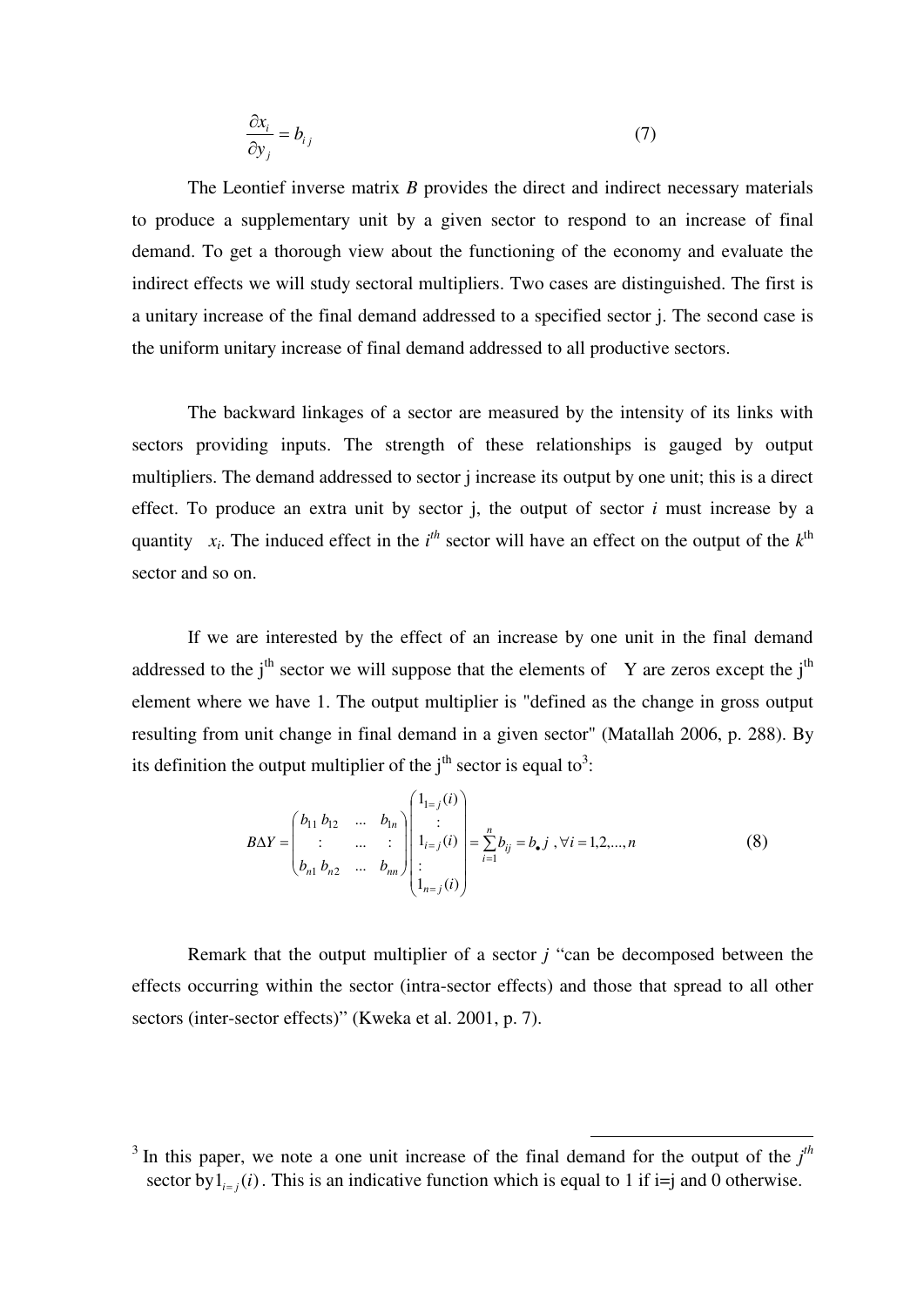$$\frac{\partial x_i}{\partial y_j} = b_{ij} \tag{7}$$

The Leontief inverse matrix $B$ provides the direct and indirect necessary materials to produce a supplementary unit by a given sector to respond to an increase of final demand. To get a thorough view about the functioning of the economy and evaluate the indirect effects we will study sectoral multipliers. Two cases are distinguished. The first is a unitary increase of the final demand addressed to a specified sector j. The second case is the uniform unitary increase of final demand addressed to all productive sectors.

The backward linkages of a sector are measured by the intensity of its links with sectors providing inputs. The strength of these relationships is gauged by output multipliers. The demand addressed to sector j increase its output by one unit; this is a direct effect. To produce an extra unit by sector j, the output of sector $i$ must increase by a quantity $x_i$. The induced effect in the $i^{th}$ sector will have an effect on the output of the $k^{th}$ sector and so on.

If we are interested by the effect of an increase by one unit in the final demand addressed to the $j^{th}$ sector we will suppose that the elements of $\Delta Y$ are zeros except the $j^{th}$ element where we have 1. The output multiplier is "defined as the change in gross output resulting from unit change in final demand in a given sector" (Matallah 2006, p. 288). By its definition the output multiplier of the $j^{th}$ sector is equal to[3]:

$$B\Delta Y = \begin{pmatrix} b_{11} & b_{12} & \dots & b_{1n} \\ \vdots & & \dots & \vdots \\ b_{n1} & b_{n2} & \dots & b_{nn} \end{pmatrix} \begin{pmatrix} 1_{1=j}(i) \\ \vdots \\ 1_{i=j}(i) \\ \vdots \\ 1_{n=j}(i) \end{pmatrix} = \sum_{i=1}^{n} b_{ij} = b_{\bullet j} \ , \forall i = 1,2,\dots,n \tag{8}$$

Remark that the output multiplier of a sector $j$ "can be decomposed between the effects occurring within the sector (intra-sector effects) and those that spread to all other sectors (inter-sector effects)" (Kweka et al. 2001, p. 7).

---

[3] In this paper, we note a one unit increase of the final demand for the output of the $j^{th}$ sector by $1_{i=j}(i)$. This is an indicative function which is equal to 1 if i=j and 0 otherwise.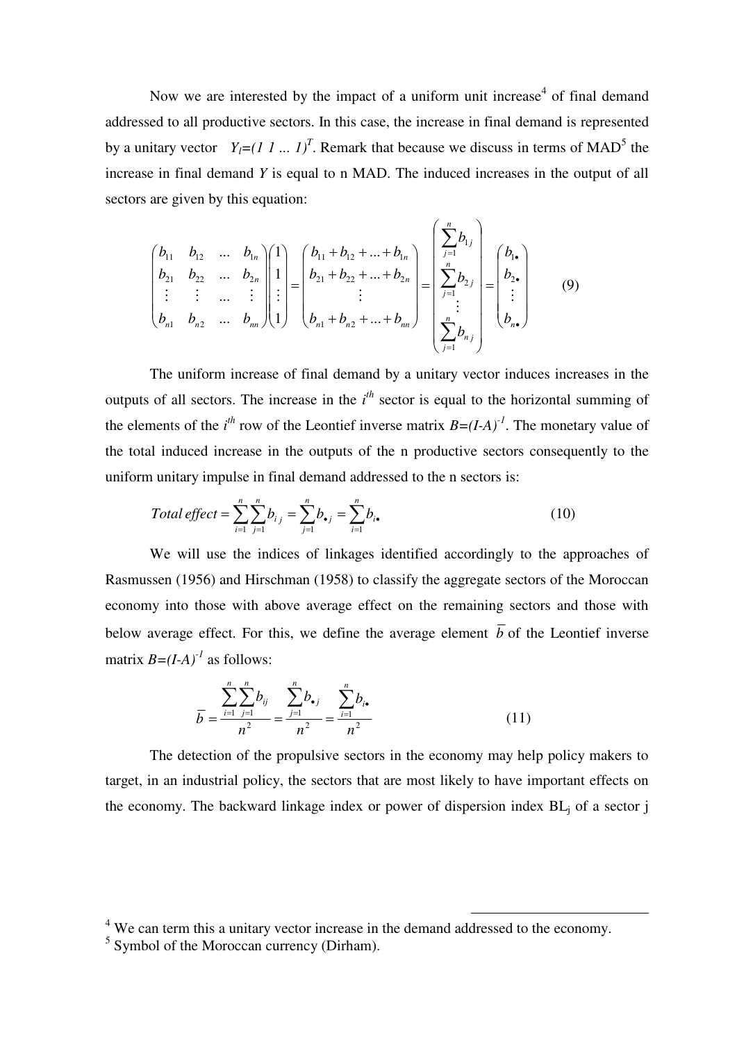Now we are interested by the impact of a uniform unit increase[4] of final demand addressed to all productive sectors. In this case, the increase in final demand is represented by a unitary vector $Y_I=(1\ 1\ ...\ 1)^T$. Remark that because we discuss in terms of MAD[5] the increase in final demand $Y$ is equal to n MAD. The induced increases in the output of all sectors are given by this equation:

$$\begin{pmatrix} b_{11} & b_{12} & ... & b_{1n} \\ b_{21} & b_{22} & ... & b_{2n} \\ \vdots & \vdots & ... & \vdots \\ b_{n1} & b_{n2} & ... & b_{nn} \end{pmatrix} \begin{pmatrix} 1 \\ 1 \\ \vdots \\ 1 \end{pmatrix} = \begin{pmatrix} b_{11}+b_{12}+...+b_{1n} \\ b_{21}+b_{22}+...+b_{2n} \\ \vdots \\ b_{n1}+b_{n2}+...+b_{nn} \end{pmatrix} = \begin{pmatrix} \sum_{j=1}^{n} b_{1j} \\ \sum_{j=1}^{n} b_{2j} \\ \vdots \\ \sum_{j=1}^{n} b_{nj} \end{pmatrix} = \begin{pmatrix} b_{1\bullet} \\ b_{2\bullet} \\ \vdots \\ b_{n\bullet} \end{pmatrix} \qquad (9)$$

The uniform increase of final demand by a unitary vector induces increases in the outputs of all sectors. The increase in the $i^{th}$ sector is equal to the horizontal summing of the elements of the $i^{th}$ row of the Leontief inverse matrix $B=(I-A)^{-1}$. The monetary value of the total induced increase in the outputs of the n productive sectors consequently to the uniform unitary impulse in final demand addressed to the n sectors is:

$$Total\ effect = \sum_{i=1}^{n}\sum_{j=1}^{n} b_{ij} = \sum_{j=1}^{n} b_{\bullet j} = \sum_{i=1}^{n} b_{i\bullet} \qquad (10)$$

We will use the indices of linkages identified accordingly to the approaches of Rasmussen (1956) and Hirschman (1958) to classify the aggregate sectors of the Moroccan economy into those with above average effect on the remaining sectors and those with below average effect. For this, we define the average element $\overline{b}$ of the Leontief inverse matrix $B=(I-A)^{-1}$ as follows:

$$\overline{b} = \frac{\sum_{i=1}^{n}\sum_{j=1}^{n} b_{ij}}{n^2} = \frac{\sum_{j=1}^{n} b_{\bullet j}}{n^2} = \frac{\sum_{i=1}^{n} b_{i\bullet}}{n^2} \qquad (11)$$

The detection of the propulsive sectors in the economy may help policy makers to target, in an industrial policy, the sectors that are most likely to have important effects on the economy. The backward linkage index or power of dispersion index $BL_j$ of a sector j

---

[4] We can term this a unitary vector increase in the demand addressed to the economy.

[5] Symbol of the Moroccan currency (Dirham).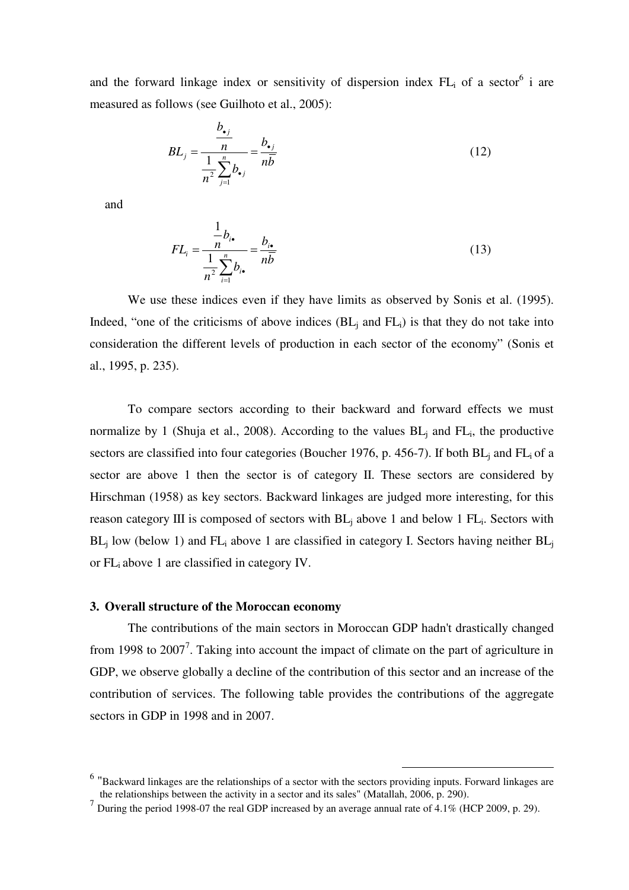and the forward linkage index or sensitivity of dispersion index $FL_i$ of a sector[6] i are measured as follows (see Guilhoto et al., 2005):

$$BL_j = \frac{\dfrac{b_{\bullet j}}{n}}{\dfrac{1}{n^2}\sum_{j=1}^{n} b_{\bullet j}} = \frac{b_{\bullet j}}{n\bar{b}} \tag{12}$$

and

$$FL_i = \frac{\dfrac{1}{n} b_{i\bullet}}{\dfrac{1}{n^2}\sum_{i=1}^{n} b_{i\bullet}} = \frac{b_{i\bullet}}{n\bar{b}} \tag{13}$$

We use these indices even if they have limits as observed by Sonis et al. (1995). Indeed, "one of the criticisms of above indices ($BL_j$ and $FL_i$) is that they do not take into consideration the different levels of production in each sector of the economy" (Sonis et al., 1995, p. 235).

To compare sectors according to their backward and forward effects we must normalize by 1 (Shuja et al., 2008). According to the values $BL_j$ and $FL_i$, the productive sectors are classified into four categories (Boucher 1976, p. 456-7). If both $BL_j$ and $FL_i$ of a sector are above 1 then the sector is of category II. These sectors are considered by Hirschman (1958) as key sectors. Backward linkages are judged more interesting, for this reason category III is composed of sectors with $BL_j$ above 1 and below 1 $FL_i$. Sectors with $BL_j$ low (below 1) and $FL_i$ above 1 are classified in category I. Sectors having neither $BL_j$ or $FL_i$ above 1 are classified in category IV.

### 3. Overall structure of the Moroccan economy

The contributions of the main sectors in Moroccan GDP hadn't drastically changed from 1998 to 2007[7]. Taking into account the impact of climate on the part of agriculture in GDP, we observe globally a decline of the contribution of this sector and an increase of the contribution of services. The following table provides the contributions of the aggregate sectors in GDP in 1998 and in 2007.

---

[6] "Backward linkages are the relationships of a sector with the sectors providing inputs. Forward linkages are the relationships between the activity in a sector and its sales" (Matallah, 2006, p. 290).

[7] During the period 1998-07 the real GDP increased by an average annual rate of 4.1% (HCP 2009, p. 29).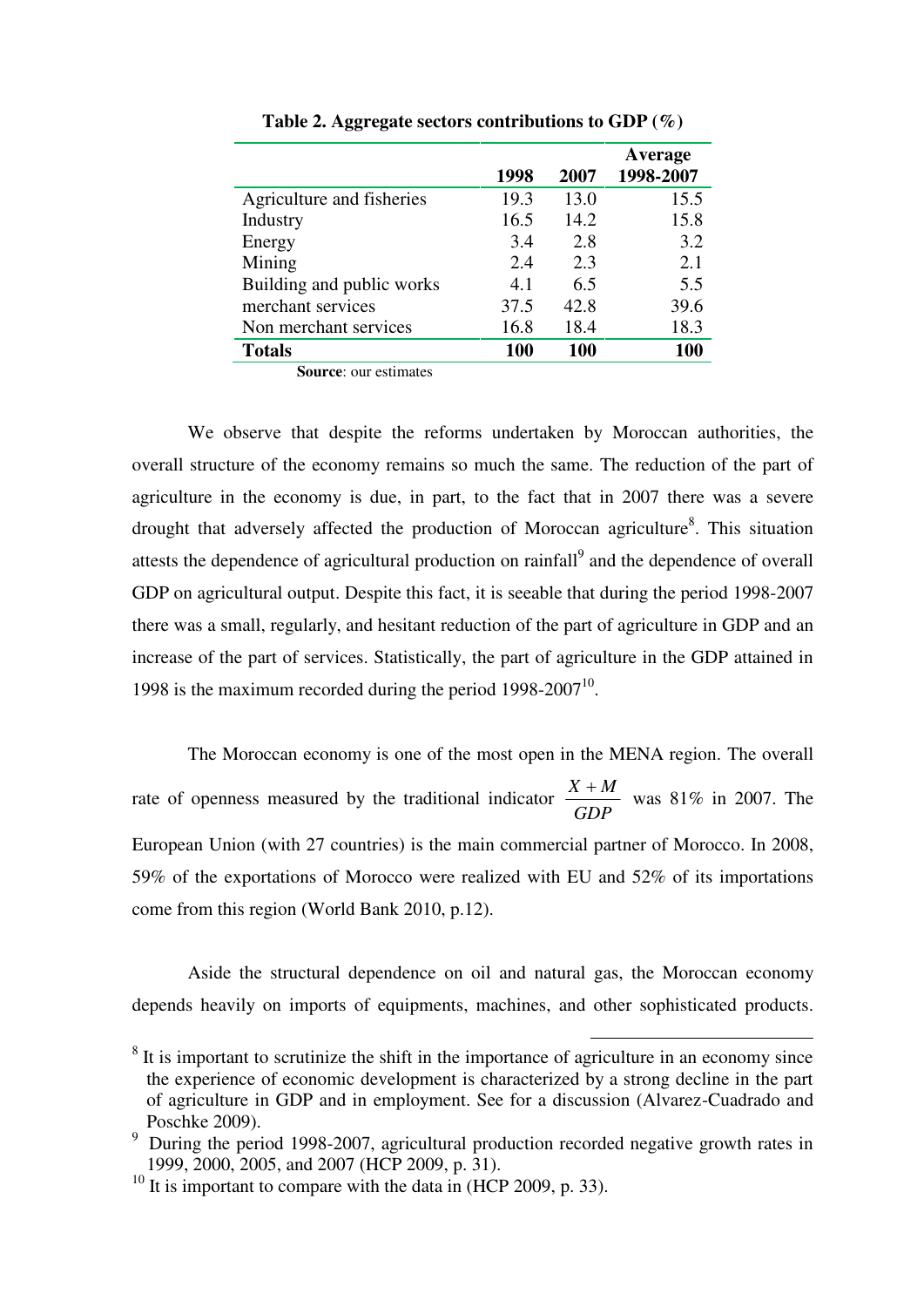**Table 2. Aggregate sectors contributions to GDP (%)**

| | 1998 | 2007 | Average 1998-2007 |
|---|---|---|---|
| Agriculture and fisheries | 19.3 | 13.0 | 15.5 |
| Industry | 16.5 | 14.2 | 15.8 |
| Energy | 3.4 | 2.8 | 3.2 |
| Mining | 2.4 | 2.3 | 2.1 |
| Building and public works | 4.1 | 6.5 | 5.5 |
| merchant services | 37.5 | 42.8 | 39.6 |
| Non merchant services | 16.8 | 18.4 | 18.3 |
| **Totals** | **100** | **100** | **100** |

**Source**: our estimates

We observe that despite the reforms undertaken by Moroccan authorities, the overall structure of the economy remains so much the same. The reduction of the part of agriculture in the economy is due, in part, to the fact that in 2007 there was a severe drought that adversely affected the production of Moroccan agriculture[8]. This situation attests the dependence of agricultural production on rainfall[9] and the dependence of overall GDP on agricultural output. Despite this fact, it is seeable that during the period 1998-2007 there was a small, regularly, and hesitant reduction of the part of agriculture in GDP and an increase of the part of services. Statistically, the part of agriculture in the GDP attained in 1998 is the maximum recorded during the period 1998-2007[10].

The Moroccan economy is one of the most open in the MENA region. The overall rate of openness measured by the traditional indicator $\frac{X+M}{GDP}$ was 81% in 2007. The European Union (with 27 countries) is the main commercial partner of Morocco. In 2008, 59% of the exportations of Morocco were realized with EU and 52% of its importations come from this region (World Bank 2010, p.12).

Aside the structural dependence on oil and natural gas, the Moroccan economy depends heavily on imports of equipments, machines, and other sophisticated products.

[8] It is important to scrutinize the shift in the importance of agriculture in an economy since the experience of economic development is characterized by a strong decline in the part of agriculture in GDP and in employment. See for a discussion (Alvarez-Cuadrado and Poschke 2009).

[9] During the period 1998-2007, agricultural production recorded negative growth rates in 1999, 2000, 2005, and 2007 (HCP 2009, p. 31).

[10] It is important to compare with the data in (HCP 2009, p. 33).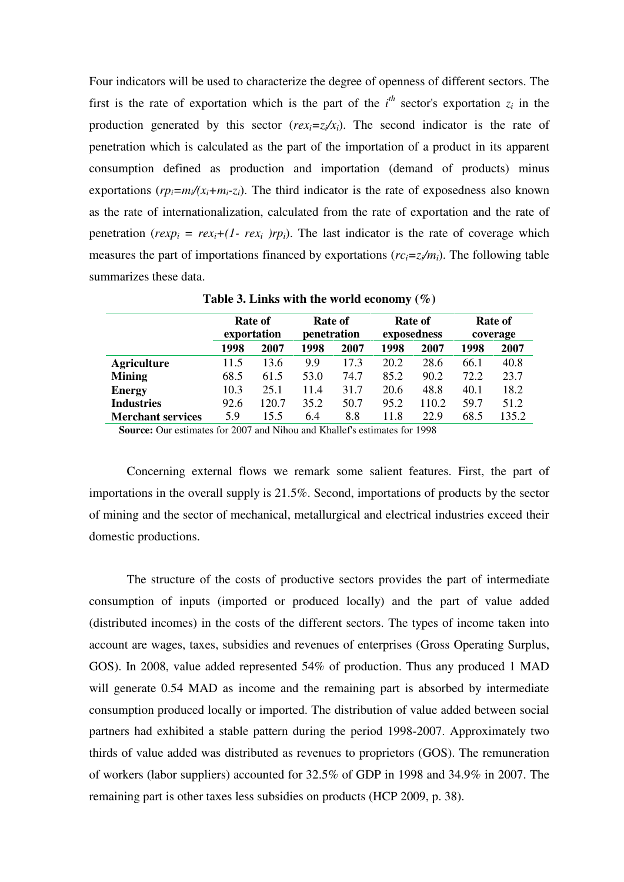Four indicators will be used to characterize the degree of openness of different sectors. The first is the rate of exportation which is the part of the $i^{th}$ sector's exportation $z_i$ in the production generated by this sector ($rex_i=z_i/x_i$). The second indicator is the rate of penetration which is calculated as the part of the importation of a product in its apparent consumption defined as production and importation (demand of products) minus exportations ($rp_i=m_i/(x_i+m_i-z_i)$). The third indicator is the rate of exposedness also known as the rate of internationalization, calculated from the rate of exportation and the rate of penetration ($rexp_i = rex_i+(1- rex_i )rp_i$). The last indicator is the rate of coverage which measures the part of importations financed by exportations ($rc_i=z_i/m_i$). The following table summarizes these data.

**Table 3. Links with the world economy (%)**

| | Rate of exportation | | Rate of penetration | | Rate of exposedness | | Rate of coverage | |
|---|---|---|---|---|---|---|---|---|
| | **1998** | **2007** | **1998** | **2007** | **1998** | **2007** | **1998** | **2007** |
| **Agriculture** | 11.5 | 13.6 | 9.9 | 17.3 | 20.2 | 28.6 | 66.1 | 40.8 |
| **Mining** | 68.5 | 61.5 | 53.0 | 74.7 | 85.2 | 90.2 | 72.2 | 23.7 |
| **Energy** | 10.3 | 25.1 | 11.4 | 31.7 | 20.6 | 48.8 | 40.1 | 18.2 |
| **Industries** | 92.6 | 120.7 | 35.2 | 50.7 | 95.2 | 110.2 | 59.7 | 51.2 |
| **Merchant services** | 5.9 | 15.5 | 6.4 | 8.8 | 11.8 | 22.9 | 68.5 | 135.2 |

**Source:** Our estimates for 2007 and Nihou and Khallef's estimates for 1998

Concerning external flows we remark some salient features. First, the part of importations in the overall supply is 21.5%. Second, importations of products by the sector of mining and the sector of mechanical, metallurgical and electrical industries exceed their domestic productions.

The structure of the costs of productive sectors provides the part of intermediate consumption of inputs (imported or produced locally) and the part of value added (distributed incomes) in the costs of the different sectors. The types of income taken into account are wages, taxes, subsidies and revenues of enterprises (Gross Operating Surplus, GOS). In 2008, value added represented 54% of production. Thus any produced 1 MAD will generate 0.54 MAD as income and the remaining part is absorbed by intermediate consumption produced locally or imported. The distribution of value added between social partners had exhibited a stable pattern during the period 1998-2007. Approximately two thirds of value added was distributed as revenues to proprietors (GOS). The remuneration of workers (labor suppliers) accounted for 32.5% of GDP in 1998 and 34.9% in 2007. The remaining part is other taxes less subsidies on products (HCP 2009, p. 38).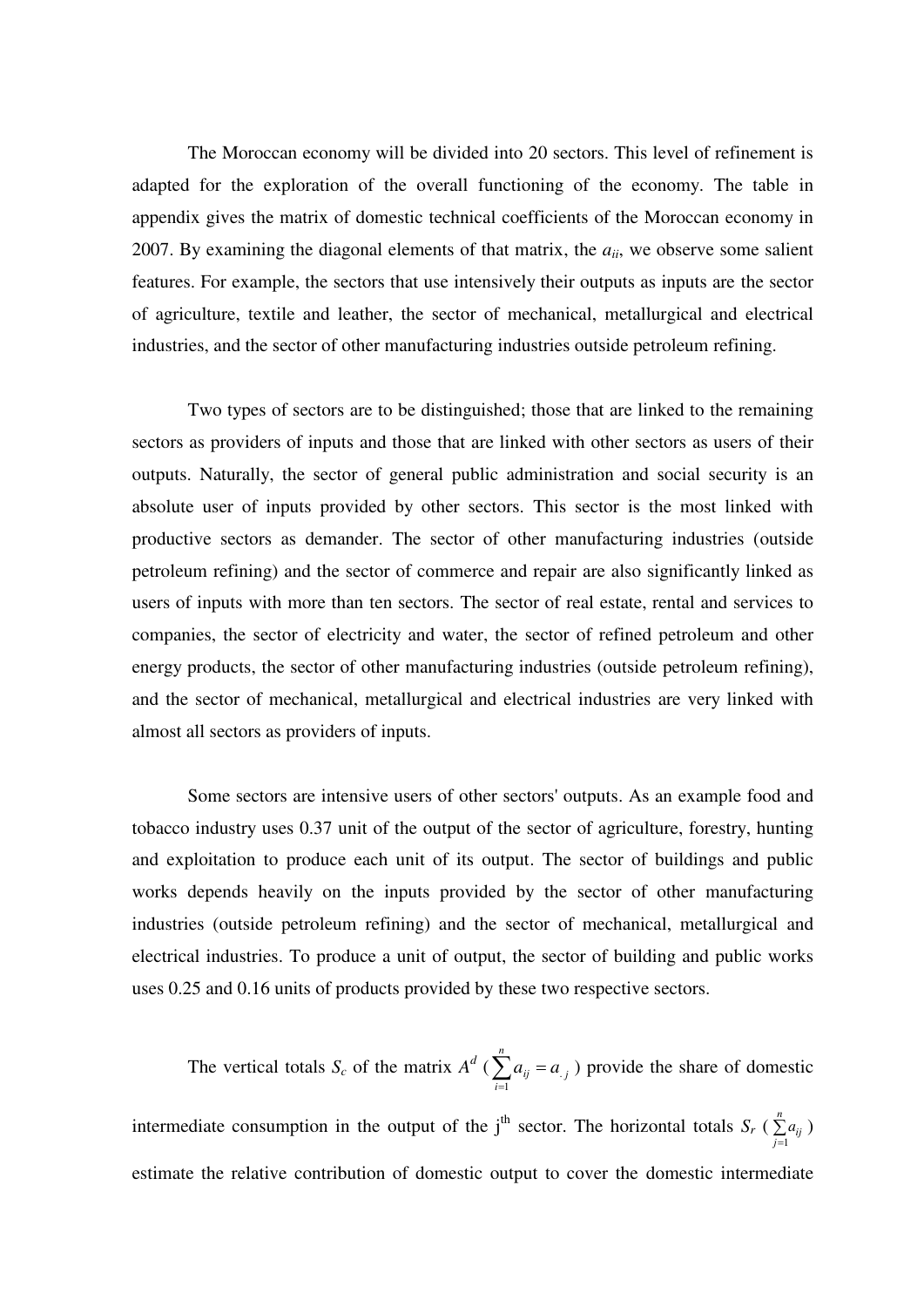The Moroccan economy will be divided into 20 sectors. This level of refinement is adapted for the exploration of the overall functioning of the economy. The table in appendix gives the matrix of domestic technical coefficients of the Moroccan economy in 2007. By examining the diagonal elements of that matrix, the $a_{ii}$, we observe some salient features. For example, the sectors that use intensively their outputs as inputs are the sector of agriculture, textile and leather, the sector of mechanical, metallurgical and electrical industries, and the sector of other manufacturing industries outside petroleum refining.

Two types of sectors are to be distinguished; those that are linked to the remaining sectors as providers of inputs and those that are linked with other sectors as users of their outputs. Naturally, the sector of general public administration and social security is an absolute user of inputs provided by other sectors. This sector is the most linked with productive sectors as demander. The sector of other manufacturing industries (outside petroleum refining) and the sector of commerce and repair are also significantly linked as users of inputs with more than ten sectors. The sector of real estate, rental and services to companies, the sector of electricity and water, the sector of refined petroleum and other energy products, the sector of other manufacturing industries (outside petroleum refining), and the sector of mechanical, metallurgical and electrical industries are very linked with almost all sectors as providers of inputs.

Some sectors are intensive users of other sectors' outputs. As an example food and tobacco industry uses 0.37 unit of the output of the sector of agriculture, forestry, hunting and exploitation to produce each unit of its output. The sector of buildings and public works depends heavily on the inputs provided by the sector of other manufacturing industries (outside petroleum refining) and the sector of mechanical, metallurgical and electrical industries. To produce a unit of output, the sector of building and public works uses 0.25 and 0.16 units of products provided by these two respective sectors.

The vertical totals $S_c$ of the matrix $A^d$ ($\sum_{i=1}^{n} a_{ij} = a_{.j}$) provide the share of domestic intermediate consumption in the output of the j[th] sector. The horizontal totals $S_r$ ($\sum_{j=1}^{n} a_{ij}$) estimate the relative contribution of domestic output to cover the domestic intermediate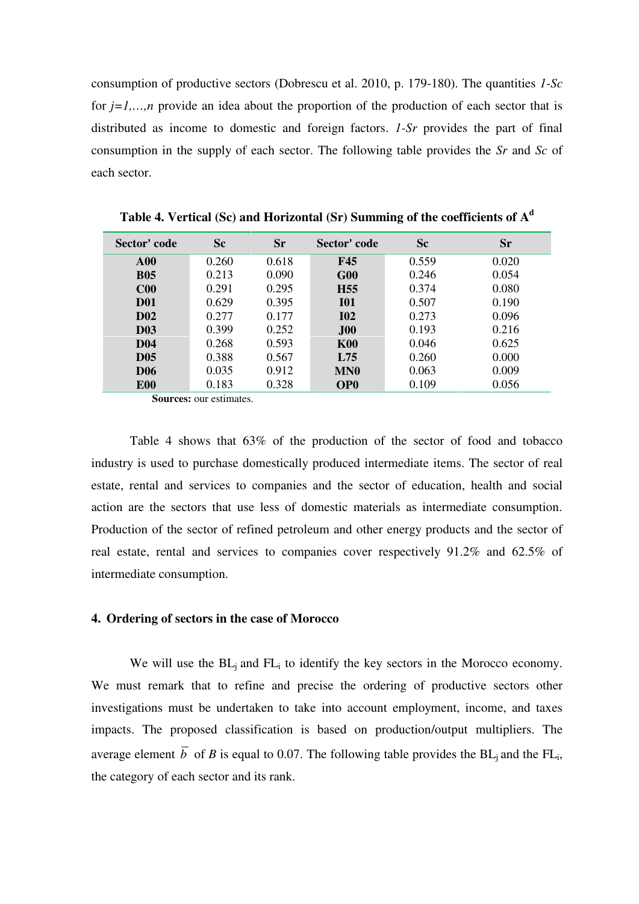consumption of productive sectors (Dobrescu et al. 2010, p. 179-180). The quantities *1-Sc* for *j=1,…,n* provide an idea about the proportion of the production of each sector that is distributed as income to domestic and foreign factors. *1-Sr* provides the part of final consumption in the supply of each sector. The following table provides the *Sr* and *Sc* of each sector.

**Table 4. Vertical (Sc) and Horizontal (Sr) Summing of the coefficients of $A^d$**

| Sector' code | Sc | Sr | Sector' code | Sc | Sr |
|---|---|---|---|---|---|
| **A00** | 0.260 | 0.618 | **F45** | 0.559 | 0.020 |
| **B05** | 0.213 | 0.090 | **G00** | 0.246 | 0.054 |
| **C00** | 0.291 | 0.295 | **H55** | 0.374 | 0.080 |
| **D01** | 0.629 | 0.395 | **I01** | 0.507 | 0.190 |
| **D02** | 0.277 | 0.177 | **I02** | 0.273 | 0.096 |
| **D03** | 0.399 | 0.252 | **J00** | 0.193 | 0.216 |
| **D04** | 0.268 | 0.593 | **K00** | 0.046 | 0.625 |
| **D05** | 0.388 | 0.567 | **L75** | 0.260 | 0.000 |
| **D06** | 0.035 | 0.912 | **MN0** | 0.063 | 0.009 |
| **E00** | 0.183 | 0.328 | **OP0** | 0.109 | 0.056 |

**Sources:** our estimates.

Table 4 shows that 63% of the production of the sector of food and tobacco industry is used to purchase domestically produced intermediate items. The sector of real estate, rental and services to companies and the sector of education, health and social action are the sectors that use less of domestic materials as intermediate consumption. Production of the sector of refined petroleum and other energy products and the sector of real estate, rental and services to companies cover respectively 91.2% and 62.5% of intermediate consumption.

## 4. Ordering of sectors in the case of Morocco

We will use the $BL_j$ and $FL_i$ to identify the key sectors in the Morocco economy. We must remark that to refine and precise the ordering of productive sectors other investigations must be undertaken to take into account employment, income, and taxes impacts. The proposed classification is based on production/output multipliers. The average element $\overline{b}$ of *B* is equal to 0.07. The following table provides the $BL_j$ and the $FL_i$, the category of each sector and its rank.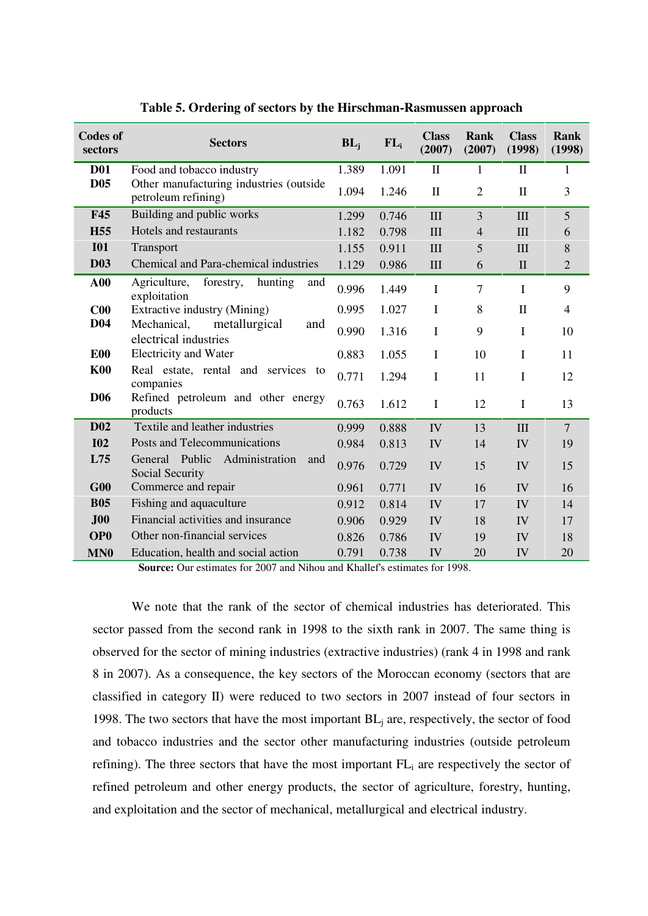**Table 5. Ordering of sectors by the Hirschman-Rasmussen approach**

| Codes of sectors | Sectors | $BL_j$ | $FL_i$ | Class (2007) | Rank (2007) | Class (1998) | Rank (1998) |
|---|---|---|---|---|---|---|---|
| **D01** | Food and tobacco industry | 1.389 | 1.091 | II | 1 | II | 1 |
| **D05** | Other manufacturing industries (outside petroleum refining) | 1.094 | 1.246 | II | 2 | II | 3 |
| **F45** | Building and public works | 1.299 | 0.746 | III | 3 | III | 5 |
| **H55** | Hotels and restaurants | 1.182 | 0.798 | III | 4 | III | 6 |
| **I01** | Transport | 1.155 | 0.911 | III | 5 | III | 8 |
| **D03** | Chemical and Para-chemical industries | 1.129 | 0.986 | III | 6 | II | 2 |
| **A00** | Agriculture, forestry, hunting and exploitation | 0.996 | 1.449 | I | 7 | I | 9 |
| **C00** | Extractive industry (Mining) | 0.995 | 1.027 | I | 8 | II | 4 |
| **D04** | Mechanical, metallurgical and electrical industries | 0.990 | 1.316 | I | 9 | I | 10 |
| **E00** | Electricity and Water | 0.883 | 1.055 | I | 10 | I | 11 |
| **K00** | Real estate, rental and services to companies | 0.771 | 1.294 | I | 11 | I | 12 |
| **D06** | Refined petroleum and other energy products | 0.763 | 1.612 | I | 12 | I | 13 |
| **D02** | Textile and leather industries | 0.999 | 0.888 | IV | 13 | III | 7 |
| **I02** | Posts and Telecommunications | 0.984 | 0.813 | IV | 14 | IV | 19 |
| **L75** | General Public Administration and Social Security | 0.976 | 0.729 | IV | 15 | IV | 15 |
| **G00** | Commerce and repair | 0.961 | 0.771 | IV | 16 | IV | 16 |
| **B05** | Fishing and aquaculture | 0.912 | 0.814 | IV | 17 | IV | 14 |
| **J00** | Financial activities and insurance | 0.906 | 0.929 | IV | 18 | IV | 17 |
| **OP0** | Other non-financial services | 0.826 | 0.786 | IV | 19 | IV | 18 |
| **MN0** | Education, health and social action | 0.791 | 0.738 | IV | 20 | IV | 20 |

**Source:** Our estimates for 2007 and Nihou and Khallef's estimates for 1998.

We note that the rank of the sector of chemical industries has deteriorated. This sector passed from the second rank in 1998 to the sixth rank in 2007. The same thing is observed for the sector of mining industries (extractive industries) (rank 4 in 1998 and rank 8 in 2007). As a consequence, the key sectors of the Moroccan economy (sectors that are classified in category II) were reduced to two sectors in 2007 instead of four sectors in 1998. The two sectors that have the most important $BL_j$ are, respectively, the sector of food and tobacco industries and the sector other manufacturing industries (outside petroleum refining). The three sectors that have the most important $FL_i$ are respectively the sector of refined petroleum and other energy products, the sector of agriculture, forestry, hunting, and exploitation and the sector of mechanical, metallurgical and electrical industry.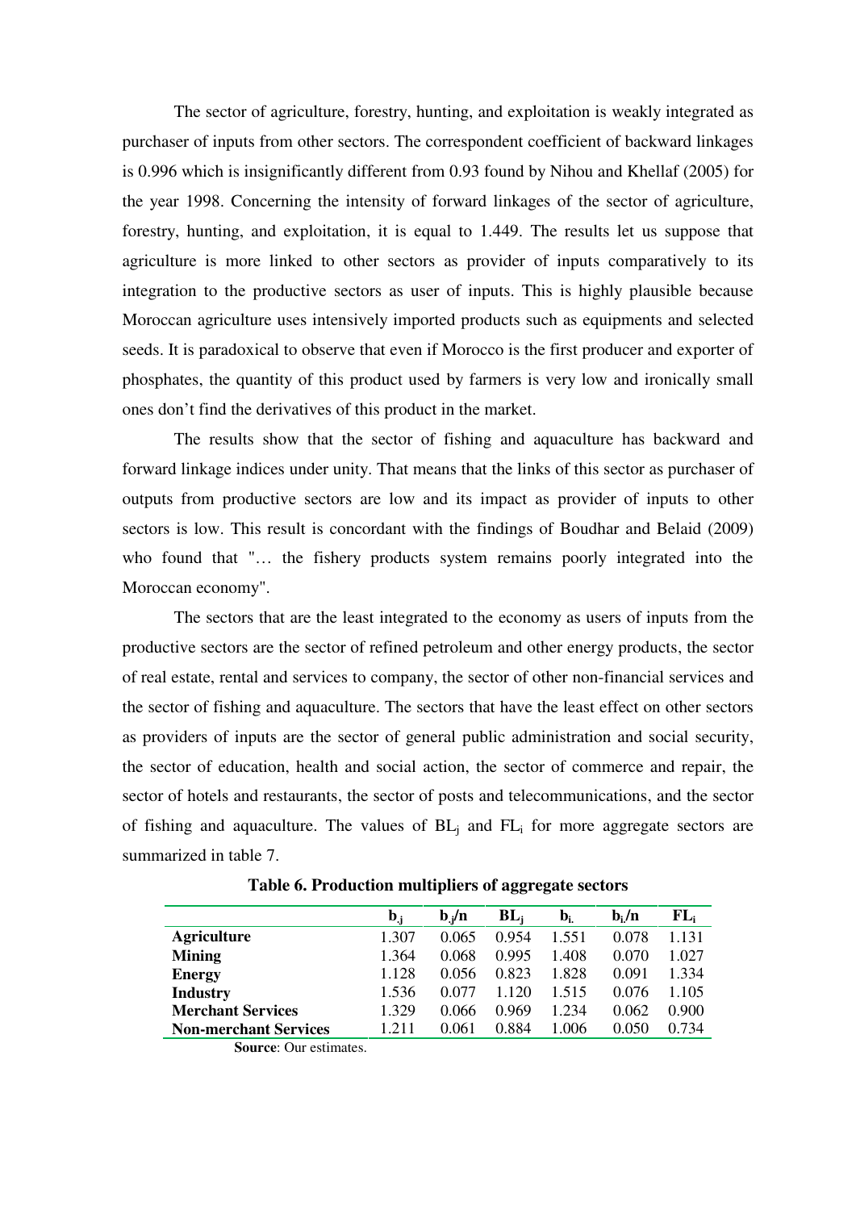The sector of agriculture, forestry, hunting, and exploitation is weakly integrated as purchaser of inputs from other sectors. The correspondent coefficient of backward linkages is 0.996 which is insignificantly different from 0.93 found by Nihou and Khellaf (2005) for the year 1998. Concerning the intensity of forward linkages of the sector of agriculture, forestry, hunting, and exploitation, it is equal to 1.449. The results let us suppose that agriculture is more linked to other sectors as provider of inputs comparatively to its integration to the productive sectors as user of inputs. This is highly plausible because Moroccan agriculture uses intensively imported products such as equipments and selected seeds. It is paradoxical to observe that even if Morocco is the first producer and exporter of phosphates, the quantity of this product used by farmers is very low and ironically small ones don't find the derivatives of this product in the market.

The results show that the sector of fishing and aquaculture has backward and forward linkage indices under unity. That means that the links of this sector as purchaser of outputs from productive sectors are low and its impact as provider of inputs to other sectors is low. This result is concordant with the findings of Boudhar and Belaid (2009) who found that "… the fishery products system remains poorly integrated into the Moroccan economy".

The sectors that are the least integrated to the economy as users of inputs from the productive sectors are the sector of refined petroleum and other energy products, the sector of real estate, rental and services to company, the sector of other non-financial services and the sector of fishing and aquaculture. The sectors that have the least effect on other sectors as providers of inputs are the sector of general public administration and social security, the sector of education, health and social action, the sector of commerce and repair, the sector of hotels and restaurants, the sector of posts and telecommunications, and the sector of fishing and aquaculture. The values of $BL_j$ and $FL_i$ for more aggregate sectors are summarized in table 7.

**Table 6. Production multipliers of aggregate sectors**

| | $b_{.j}$ | $b_{.j}/n$ | $BL_j$ | $b_{i.}$ | $b_{i.}/n$ | $FL_i$ |
|---|---|---|---|---|---|---|
| **Agriculture** | 1.307 | 0.065 | 0.954 | 1.551 | 0.078 | 1.131 |
| **Mining** | 1.364 | 0.068 | 0.995 | 1.408 | 0.070 | 1.027 |
| **Energy** | 1.128 | 0.056 | 0.823 | 1.828 | 0.091 | 1.334 |
| **Industry** | 1.536 | 0.077 | 1.120 | 1.515 | 0.076 | 1.105 |
| **Merchant Services** | 1.329 | 0.066 | 0.969 | 1.234 | 0.062 | 0.900 |
| **Non-merchant Services** | 1.211 | 0.061 | 0.884 | 1.006 | 0.050 | 0.734 |

**Source**: Our estimates.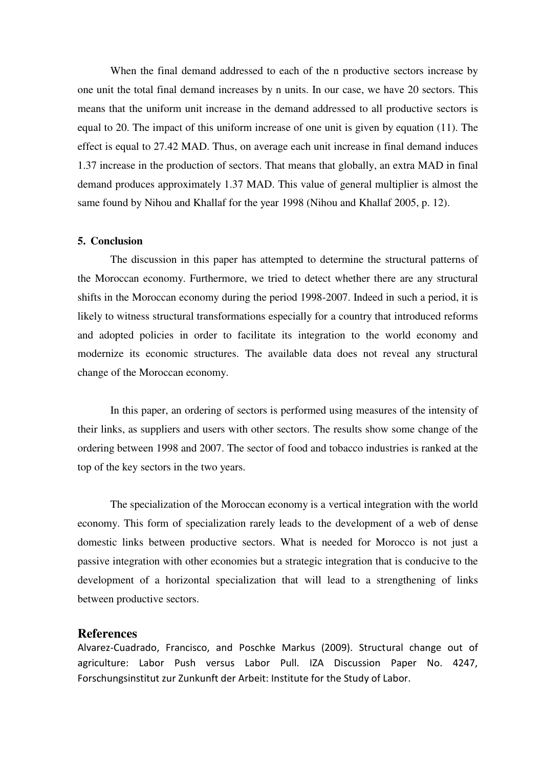When the final demand addressed to each of the n productive sectors increase by one unit the total final demand increases by n units. In our case, we have 20 sectors. This means that the uniform unit increase in the demand addressed to all productive sectors is equal to 20. The impact of this uniform increase of one unit is given by equation (11). The effect is equal to 27.42 MAD. Thus, on average each unit increase in final demand induces 1.37 increase in the production of sectors. That means that globally, an extra MAD in final demand produces approximately 1.37 MAD. This value of general multiplier is almost the same found by Nihou and Khallaf for the year 1998 (Nihou and Khallaf 2005, p. 12).

### 5. Conclusion

The discussion in this paper has attempted to determine the structural patterns of the Moroccan economy. Furthermore, we tried to detect whether there are any structural shifts in the Moroccan economy during the period 1998-2007. Indeed in such a period, it is likely to witness structural transformations especially for a country that introduced reforms and adopted policies in order to facilitate its integration to the world economy and modernize its economic structures. The available data does not reveal any structural change of the Moroccan economy.

In this paper, an ordering of sectors is performed using measures of the intensity of their links, as suppliers and users with other sectors. The results show some change of the ordering between 1998 and 2007. The sector of food and tobacco industries is ranked at the top of the key sectors in the two years.

The specialization of the Moroccan economy is a vertical integration with the world economy. This form of specialization rarely leads to the development of a web of dense domestic links between productive sectors. What is needed for Morocco is not just a passive integration with other economies but a strategic integration that is conducive to the development of a horizontal specialization that will lead to a strengthening of links between productive sectors.

## References

Alvarez-Cuadrado, Francisco, and Poschke Markus (2009). Structural change out of agriculture: Labor Push versus Labor Pull. IZA Discussion Paper No. 4247, Forschungsinstitut zur Zunkunft der Arbeit: Institute for the Study of Labor.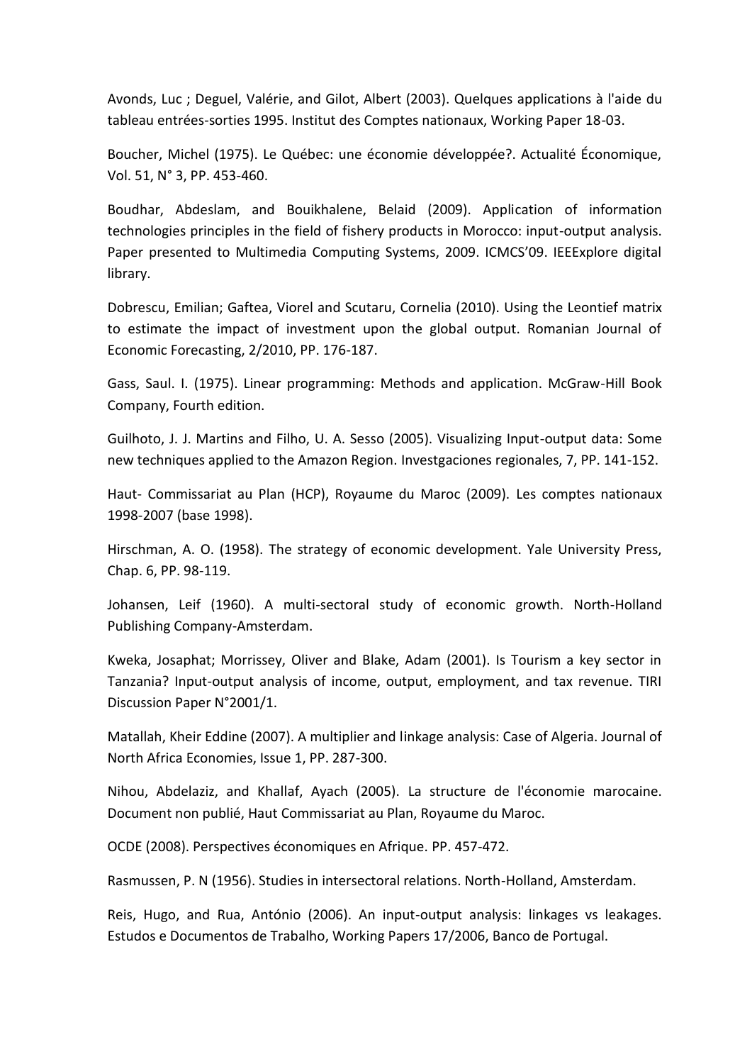Avonds, Luc ; Deguel, Valérie, and Gilot, Albert (2003). Quelques applications à l'aide du tableau entrées-sorties 1995. Institut des Comptes nationaux, Working Paper 18-03.

Boucher, Michel (1975). Le Québec: une économie développée?. Actualité Économique, Vol. 51, N° 3, PP. 453-460.

Boudhar, Abdeslam, and Bouikhalene, Belaid (2009). Application of information technologies principles in the field of fishery products in Morocco: input-output analysis. Paper presented to Multimedia Computing Systems, 2009. ICMCS'09. IEEExplore digital library.

Dobrescu, Emilian; Gaftea, Viorel and Scutaru, Cornelia (2010). Using the Leontief matrix to estimate the impact of investment upon the global output. Romanian Journal of Economic Forecasting, 2/2010, PP. 176-187.

Gass, Saul. I. (1975). Linear programming: Methods and application. McGraw-Hill Book Company, Fourth edition.

Guilhoto, J. J. Martins and Filho, U. A. Sesso (2005). Visualizing Input-output data: Some new techniques applied to the Amazon Region. Investgaciones regionales, 7, PP. 141-152.

Haut- Commissariat au Plan (HCP), Royaume du Maroc (2009). Les comptes nationaux 1998-2007 (base 1998).

Hirschman, A. O. (1958). The strategy of economic development. Yale University Press, Chap. 6, PP. 98-119.

Johansen, Leif (1960). A multi-sectoral study of economic growth. North-Holland Publishing Company-Amsterdam.

Kweka, Josaphat; Morrissey, Oliver and Blake, Adam (2001). Is Tourism a key sector in Tanzania? Input-output analysis of income, output, employment, and tax revenue. TIRI Discussion Paper N°2001/1.

Matallah, Kheir Eddine (2007). A multiplier and linkage analysis: Case of Algeria. Journal of North Africa Economies, Issue 1, PP. 287-300.

Nihou, Abdelaziz, and Khallaf, Ayach (2005). La structure de l'économie marocaine. Document non publié, Haut Commissariat au Plan, Royaume du Maroc.

OCDE (2008). Perspectives économiques en Afrique. PP. 457-472.

Rasmussen, P. N (1956). Studies in intersectoral relations. North-Holland, Amsterdam.

Reis, Hugo, and Rua, António (2006). An input-output analysis: linkages vs leakages. Estudos e Documentos de Trabalho, Working Papers 17/2006, Banco de Portugal.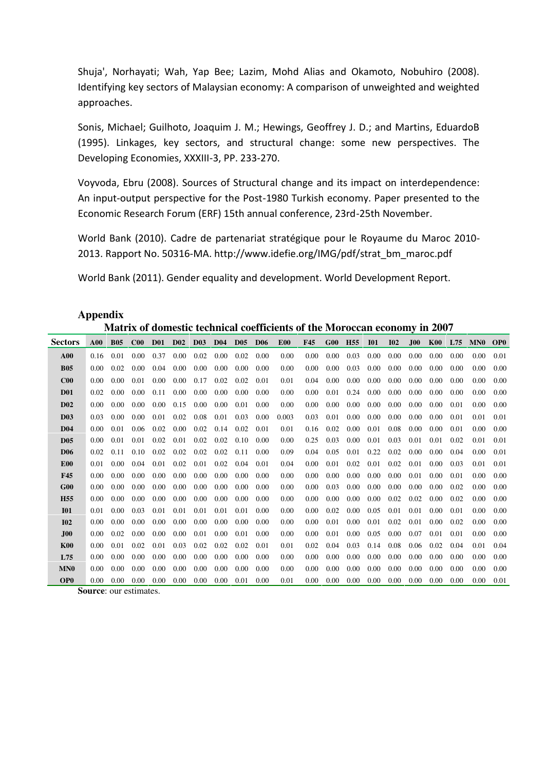Shuja', Norhayati; Wah, Yap Bee; Lazim, Mohd Alias and Okamoto, Nobuhiro (2008). Identifying key sectors of Malaysian economy: A comparison of unweighted and weighted approaches.

Sonis, Michael; Guilhoto, Joaquim J. M.; Hewings, Geoffrey J. D.; and Martins, EduardoB (1995). Linkages, key sectors, and structural change: some new perspectives. The Developing Economies, XXXIII-3, PP. 233-270.

Voyvoda, Ebru (2008). Sources of Structural change and its impact on interdependence: An input-output perspective for the Post-1980 Turkish economy. Paper presented to the Economic Research Forum (ERF) 15th annual conference, 23rd-25th November.

World Bank (2010). Cadre de partenariat stratégique pour le Royaume du Maroc 2010-2013. Rapport No. 50316-MA. http://www.idefie.org/IMG/pdf/strat_bm_maroc.pdf

World Bank (2011). Gender equality and development. World Development Report.

## Appendix

**Matrix of domestic technical coefficients of the Moroccan economy in 2007**

| Sectors | A00 | B05 | C00 | D01 | D02 | D03 | D04 | D05 | D06 | E00 | F45 | G00 | H55 | I01 | I02 | J00 | K00 | L75 | MN0 | OP0 |
|---|---|---|---|---|---|---|---|---|---|---|---|---|---|---|---|---|---|---|---|---|
| **A00** | 0.16 | 0.01 | 0.00 | 0.37 | 0.00 | 0.02 | 0.00 | 0.02 | 0.00 | 0.00 | 0.00 | 0.00 | 0.03 | 0.00 | 0.00 | 0.00 | 0.00 | 0.00 | 0.00 | 0.01 |
| **B05** | 0.00 | 0.02 | 0.00 | 0.04 | 0.00 | 0.00 | 0.00 | 0.00 | 0.00 | 0.00 | 0.00 | 0.00 | 0.03 | 0.00 | 0.00 | 0.00 | 0.00 | 0.00 | 0.00 | 0.00 |
| **C00** | 0.00 | 0.00 | 0.01 | 0.00 | 0.00 | 0.17 | 0.02 | 0.02 | 0.01 | 0.01 | 0.04 | 0.00 | 0.00 | 0.00 | 0.00 | 0.00 | 0.00 | 0.00 | 0.00 | 0.00 |
| **D01** | 0.02 | 0.00 | 0.00 | 0.11 | 0.00 | 0.00 | 0.00 | 0.00 | 0.00 | 0.00 | 0.00 | 0.01 | 0.24 | 0.00 | 0.00 | 0.00 | 0.00 | 0.00 | 0.00 | 0.00 |
| **D02** | 0.00 | 0.00 | 0.00 | 0.00 | 0.15 | 0.00 | 0.00 | 0.01 | 0.00 | 0.00 | 0.00 | 0.00 | 0.00 | 0.00 | 0.00 | 0.00 | 0.00 | 0.01 | 0.00 | 0.00 |
| **D03** | 0.03 | 0.00 | 0.00 | 0.01 | 0.02 | 0.08 | 0.01 | 0.03 | 0.00 | 0.003 | 0.03 | 0.01 | 0.00 | 0.00 | 0.00 | 0.00 | 0.00 | 0.01 | 0.01 | 0.01 |
| **D04** | 0.00 | 0.01 | 0.06 | 0.02 | 0.00 | 0.02 | 0.14 | 0.02 | 0.01 | 0.01 | 0.16 | 0.02 | 0.00 | 0.01 | 0.08 | 0.00 | 0.00 | 0.01 | 0.00 | 0.00 |
| **D05** | 0.00 | 0.01 | 0.01 | 0.02 | 0.01 | 0.02 | 0.02 | 0.10 | 0.00 | 0.00 | 0.25 | 0.03 | 0.00 | 0.01 | 0.03 | 0.01 | 0.01 | 0.02 | 0.01 | 0.01 |
| **D06** | 0.02 | 0.11 | 0.10 | 0.02 | 0.02 | 0.02 | 0.02 | 0.11 | 0.00 | 0.09 | 0.04 | 0.05 | 0.01 | 0.22 | 0.02 | 0.00 | 0.00 | 0.04 | 0.00 | 0.01 |
| **E00** | 0.01 | 0.00 | 0.04 | 0.01 | 0.02 | 0.01 | 0.02 | 0.04 | 0.01 | 0.04 | 0.00 | 0.01 | 0.02 | 0.01 | 0.02 | 0.01 | 0.00 | 0.03 | 0.01 | 0.01 |
| **F45** | 0.00 | 0.00 | 0.00 | 0.00 | 0.00 | 0.00 | 0.00 | 0.00 | 0.00 | 0.00 | 0.00 | 0.00 | 0.00 | 0.00 | 0.00 | 0.01 | 0.00 | 0.01 | 0.00 | 0.00 |
| **G00** | 0.00 | 0.00 | 0.00 | 0.00 | 0.00 | 0.00 | 0.00 | 0.00 | 0.00 | 0.00 | 0.00 | 0.03 | 0.00 | 0.00 | 0.00 | 0.00 | 0.00 | 0.02 | 0.00 | 0.00 |
| **H55** | 0.00 | 0.00 | 0.00 | 0.00 | 0.00 | 0.00 | 0.00 | 0.00 | 0.00 | 0.00 | 0.00 | 0.00 | 0.00 | 0.00 | 0.02 | 0.02 | 0.00 | 0.02 | 0.00 | 0.00 |
| **I01** | 0.01 | 0.00 | 0.03 | 0.01 | 0.01 | 0.01 | 0.01 | 0.01 | 0.00 | 0.00 | 0.00 | 0.02 | 0.00 | 0.05 | 0.01 | 0.01 | 0.00 | 0.01 | 0.00 | 0.00 |
| **I02** | 0.00 | 0.00 | 0.00 | 0.00 | 0.00 | 0.00 | 0.00 | 0.00 | 0.00 | 0.00 | 0.00 | 0.01 | 0.00 | 0.01 | 0.02 | 0.01 | 0.00 | 0.02 | 0.00 | 0.00 |
| **J00** | 0.00 | 0.02 | 0.00 | 0.00 | 0.00 | 0.01 | 0.00 | 0.01 | 0.00 | 0.00 | 0.00 | 0.01 | 0.00 | 0.05 | 0.00 | 0.07 | 0.01 | 0.01 | 0.00 | 0.00 |
| **K00** | 0.00 | 0.01 | 0.02 | 0.01 | 0.03 | 0.02 | 0.02 | 0.02 | 0.01 | 0.01 | 0.02 | 0.04 | 0.03 | 0.14 | 0.08 | 0.06 | 0.02 | 0.04 | 0.01 | 0.04 |
| **L75** | 0.00 | 0.00 | 0.00 | 0.00 | 0.00 | 0.00 | 0.00 | 0.00 | 0.00 | 0.00 | 0.00 | 0.00 | 0.00 | 0.00 | 0.00 | 0.00 | 0.00 | 0.00 | 0.00 | 0.00 |
| **MN0** | 0.00 | 0.00 | 0.00 | 0.00 | 0.00 | 0.00 | 0.00 | 0.00 | 0.00 | 0.00 | 0.00 | 0.00 | 0.00 | 0.00 | 0.00 | 0.00 | 0.00 | 0.00 | 0.00 | 0.00 |
| **OP0** | 0.00 | 0.00 | 0.00 | 0.00 | 0.00 | 0.00 | 0.00 | 0.01 | 0.00 | 0.01 | 0.00 | 0.00 | 0.00 | 0.00 | 0.00 | 0.00 | 0.00 | 0.00 | 0.00 | 0.01 |

**Source**: our estimates.